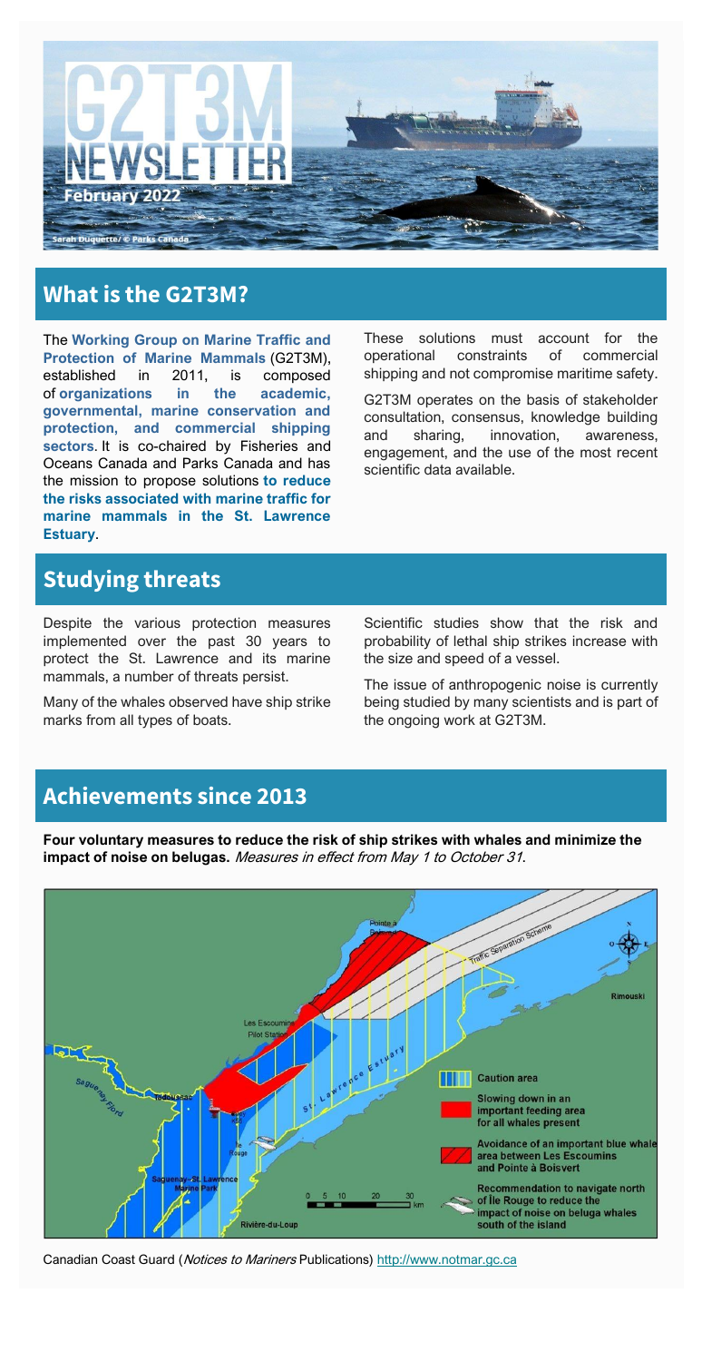# G2T3M NEWSLETTER

**February 2022**

Sarah Duquette/ © Parks Canada

## What is the G2T3M?

The **Working Group on Marine Traffic and Protection of Marine Mammals** (G2T3M), established in 2011, is composed of **organizations in the academic, governmental, marine conservation and protection, and commercial shipping sectors**. It is co-chaired by Fisheries and Oceans Canada and Parks Canada and has the mission to propose solutions **to reduce the risks associated with marine traffic for marine mammals in the St. Lawrence Estuary**.

These solutions must account for the operational constraints of commercial shipping and not compromise maritime safety.

G2T3M operates on the basis of stakeholder consultation, consensus, knowledge building and sharing, innovation, awareness, engagement, and the use of the most recent scientific data available.

## Studying threats

Despite the various protection measures implemented over the past 30 years to protect the St. Lawrence and its marine mammals, a number of threats persist.

Many of the whales observed have ship strike marks from all types of boats.

Scientific studies show that the risk and probability of lethal ship strikes increase with the size and speed of a vessel.

The issue of anthropogenic noise is currently being studied by many scientists and is part of the ongoing work at G2T3M.

## Achievements since 2013

**Four voluntary measures to reduce the risk of ship strikes with whales and minimize the impact of noise on belugas.** *Measures in effect from May 1 to October 31.*

Canadian Coast Guard (*Notices to Mariners* Publications) http://www.notmar.gc.ca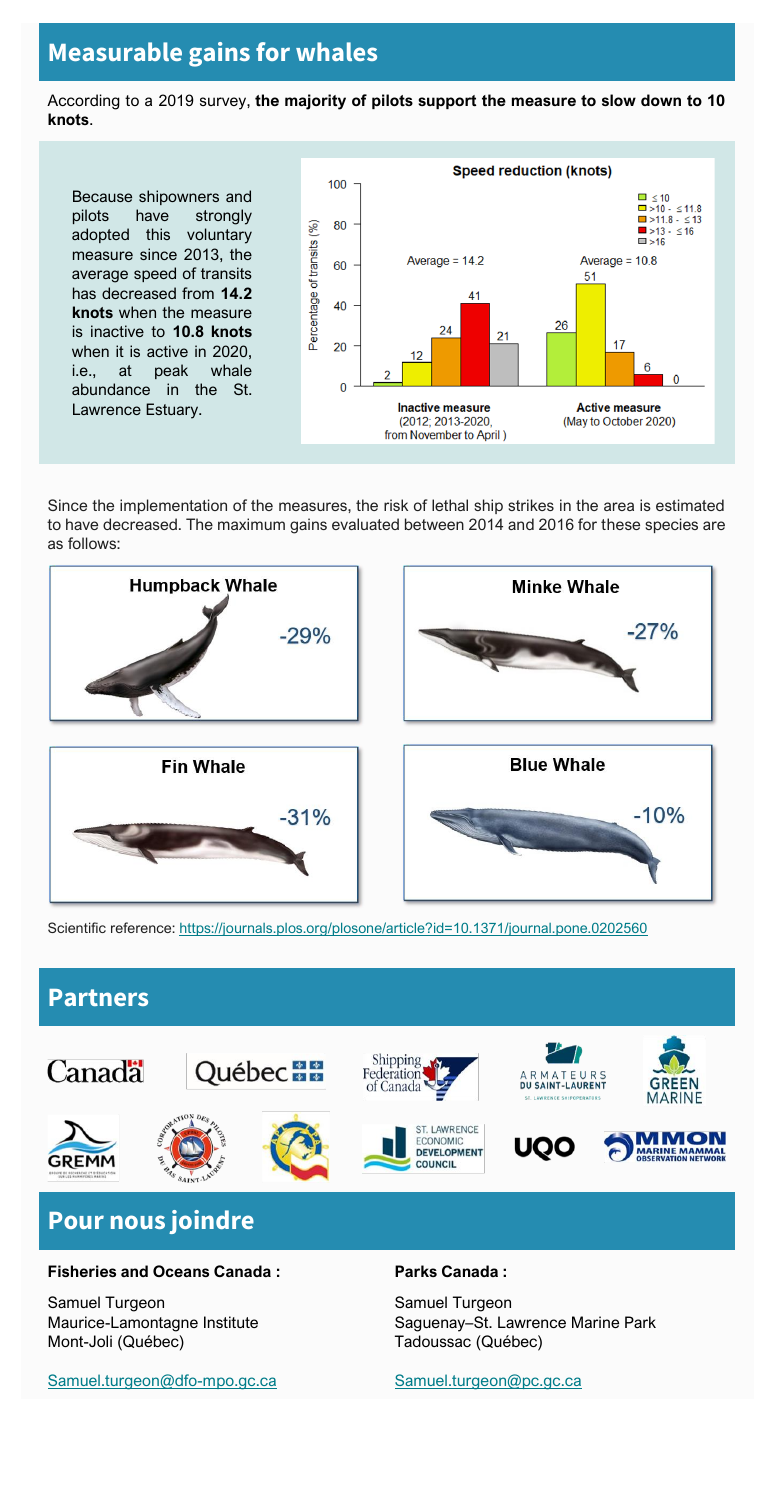## Measurable gains for whales

According to a 2019 survey, **the majority of pilots support the measure to slow down to 10 knots**.

Because shipowners and pilots have strongly adopted this voluntary measure since 2013, the average speed of transits has decreased from **14.2 knots** when the measure is inactive to **10.8 knots** when it is active in 2020, i.e., at peak whale abundance in the St. Lawrence Estuary.

Speed reduction (knots)

Percentage of transits (%)

≤ 10
>10 - ≤ 11.8
>11.8 - ≤ 13
>13 - ≤ 16
>16

Average = 14.2

2 12 24 41 21

Average = 10.8

26 51 17 6 0

Inactive measure (2012; 2013-2020, from November to April)

Active measure (May to October 2020)

Since the implementation of the measures, the risk of lethal ship strikes in the area is estimated to have decreased. The maximum gains evaluated between 2014 and 2016 for these species are as follows:

**Humpback Whale** -29%

**Minke Whale** -27%

**Fin Whale** -31%

**Blue Whale** -10%

Scientific reference: https://journals.plos.org/plosone/article?id=10.1371/journal.pone.0202560

## Partners

Canada, Québec, Shipping Federation of Canada, Armateurs du Saint-Laurent (St. Lawrence Shipoperators), Green Marine, GREMM, Corporation des pilotes du Bas Saint-Laurent, St. Lawrence Economic Development Council, UQO, MMON Marine Mammal Observation Network

## Pour nous joindre

**Fisheries and Oceans Canada :**

Samuel Turgeon
Maurice-Lamontagne Institute
Mont-Joli (Québec)

Samuel.turgeon@dfo-mpo.gc.ca

**Parks Canada :**

Samuel Turgeon
Saguenay–St. Lawrence Marine Park
Tadoussac (Québec)

Samuel.turgeon@pc.gc.ca